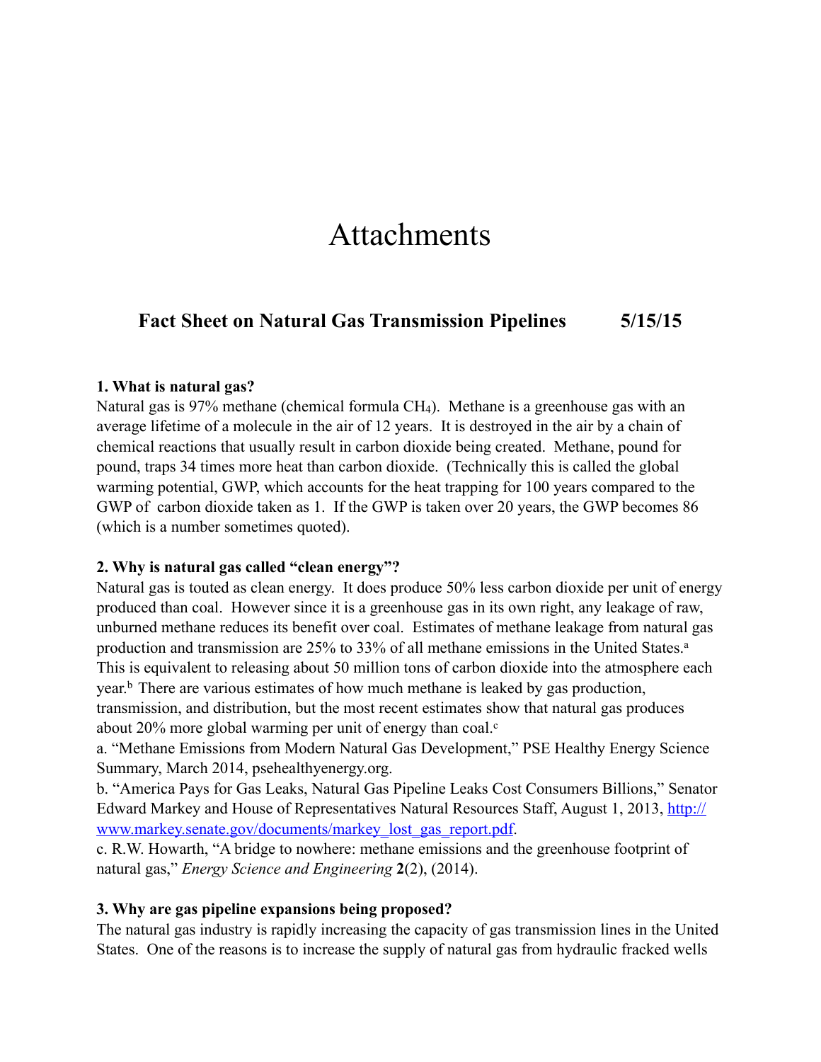# Attachments

## Fact Sheet on Natural Gas Transmission Pipelines 5/15/15

**1. What is natural gas?**

Natural gas is 97% methane (chemical formula $CH_4$). Methane is a greenhouse gas with an average lifetime of a molecule in the air of 12 years. It is destroyed in the air by a chain of chemical reactions that usually result in carbon dioxide being created. Methane, pound for pound, traps 34 times more heat than carbon dioxide. (Technically this is called the global warming potential, GWP, which accounts for the heat trapping for 100 years compared to the GWP of carbon dioxide taken as 1. If the GWP is taken over 20 years, the GWP becomes 86 (which is a number sometimes quoted).

**2. Why is natural gas called "clean energy"?**

Natural gas is touted as clean energy. It does produce 50% less carbon dioxide per unit of energy produced than coal. However since it is a greenhouse gas in its own right, any leakage of raw, unburned methane reduces its benefit over coal. Estimates of methane leakage from natural gas production and transmission are 25% to 33% of all methane emissions in the United States.[a] This is equivalent to releasing about 50 million tons of carbon dioxide into the atmosphere each year.[b] There are various estimates of how much methane is leaked by gas production, transmission, and distribution, but the most recent estimates show that natural gas produces about 20% more global warming per unit of energy than coal.[c]

a. "Methane Emissions from Modern Natural Gas Development," PSE Healthy Energy Science Summary, March 2014, psehealthyenergy.org.

b. "America Pays for Gas Leaks, Natural Gas Pipeline Leaks Cost Consumers Billions," Senator Edward Markey and House of Representatives Natural Resources Staff, August 1, 2013, [http://www.markey.senate.gov/documents/markey_lost_gas_report.pdf](http://www.markey.senate.gov/documents/markey_lost_gas_report.pdf).

c. R.W. Howarth, "A bridge to nowhere: methane emissions and the greenhouse footprint of natural gas," *Energy Science and Engineering* **2**(2), (2014).

**3. Why are gas pipeline expansions being proposed?**

The natural gas industry is rapidly increasing the capacity of gas transmission lines in the United States. One of the reasons is to increase the supply of natural gas from hydraulic fracked wells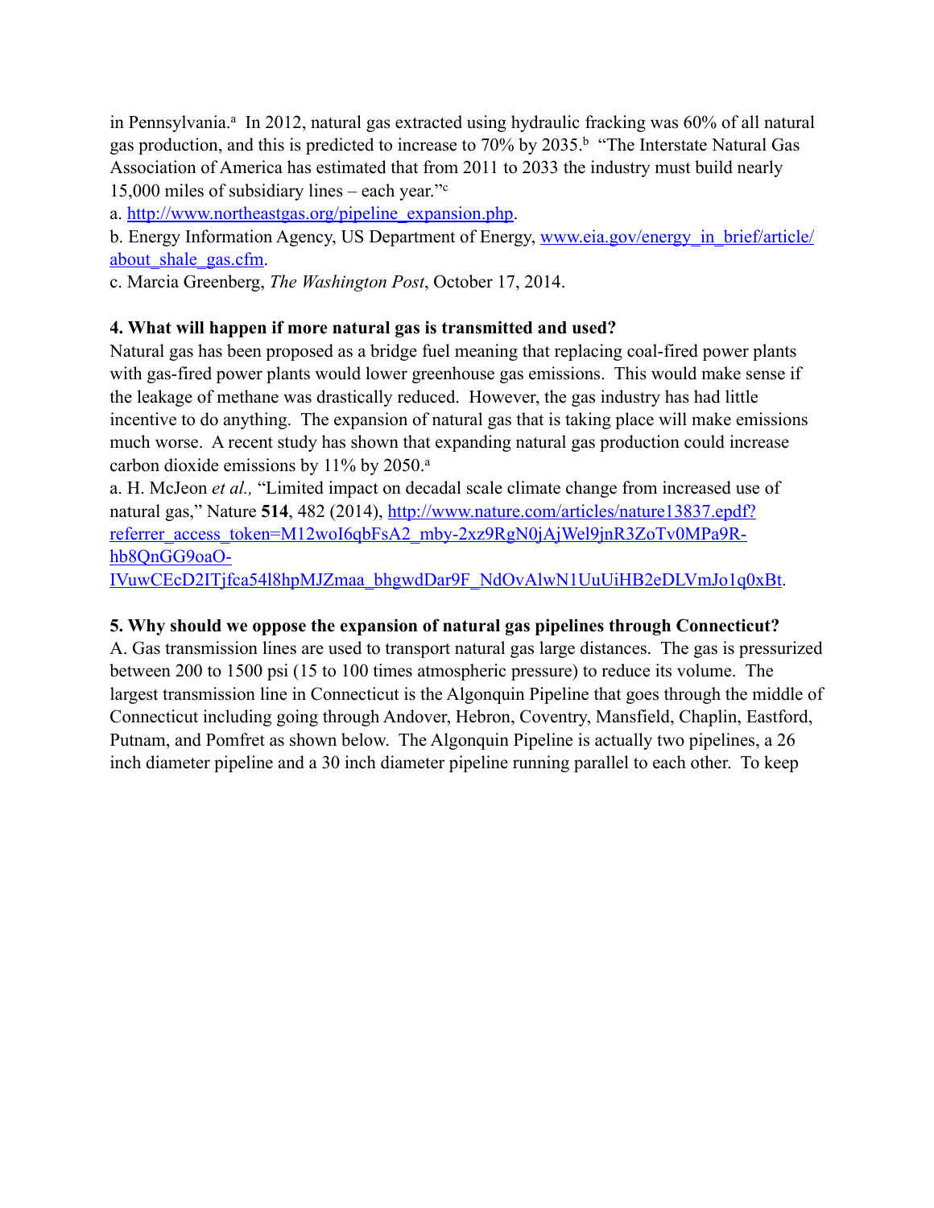in Pennsylvania.[a] In 2012, natural gas extracted using hydraulic fracking was 60% of all natural gas production, and this is predicted to increase to 70% by 2035.[b] "The Interstate Natural Gas Association of America has estimated that from 2011 to 2033 the industry must build nearly 15,000 miles of subsidiary lines – each year."[c]

a. http://www.northeastgas.org/pipeline_expansion.php.

b. Energy Information Agency, US Department of Energy, www.eia.gov/energy_in_brief/article/about_shale_gas.cfm.

c. Marcia Greenberg, *The Washington Post*, October 17, 2014.

**4. What will happen if more natural gas is transmitted and used?**

Natural gas has been proposed as a bridge fuel meaning that replacing coal-fired power plants with gas-fired power plants would lower greenhouse gas emissions. This would make sense if the leakage of methane was drastically reduced. However, the gas industry has had little incentive to do anything. The expansion of natural gas that is taking place will make emissions much worse. A recent study has shown that expanding natural gas production could increase carbon dioxide emissions by 11% by 2050.[a]

a. H. McJeon *et al.,* "Limited impact on decadal scale climate change from increased use of natural gas," Nature **514**, 482 (2014), http://www.nature.com/articles/nature13837.epdf?referrer_access_token=M12woI6qbFsA2_mby-2xz9RgN0jAjWel9jnR3ZoTv0MPa9R-hb8QnGG9oaO-IVuwCEcD2ITjfca54l8hpMJZmaa_bhgwdDar9F_NdOvAlwN1UuUiHB2eDLVmJo1q0xBt.

**5. Why should we oppose the expansion of natural gas pipelines through Connecticut?**

A. Gas transmission lines are used to transport natural gas large distances. The gas is pressurized between 200 to 1500 psi (15 to 100 times atmospheric pressure) to reduce its volume. The largest transmission line in Connecticut is the Algonquin Pipeline that goes through the middle of Connecticut including going through Andover, Hebron, Coventry, Mansfield, Chaplin, Eastford, Putnam, and Pomfret as shown below. The Algonquin Pipeline is actually two pipelines, a 26 inch diameter pipeline and a 30 inch diameter pipeline running parallel to each other. To keep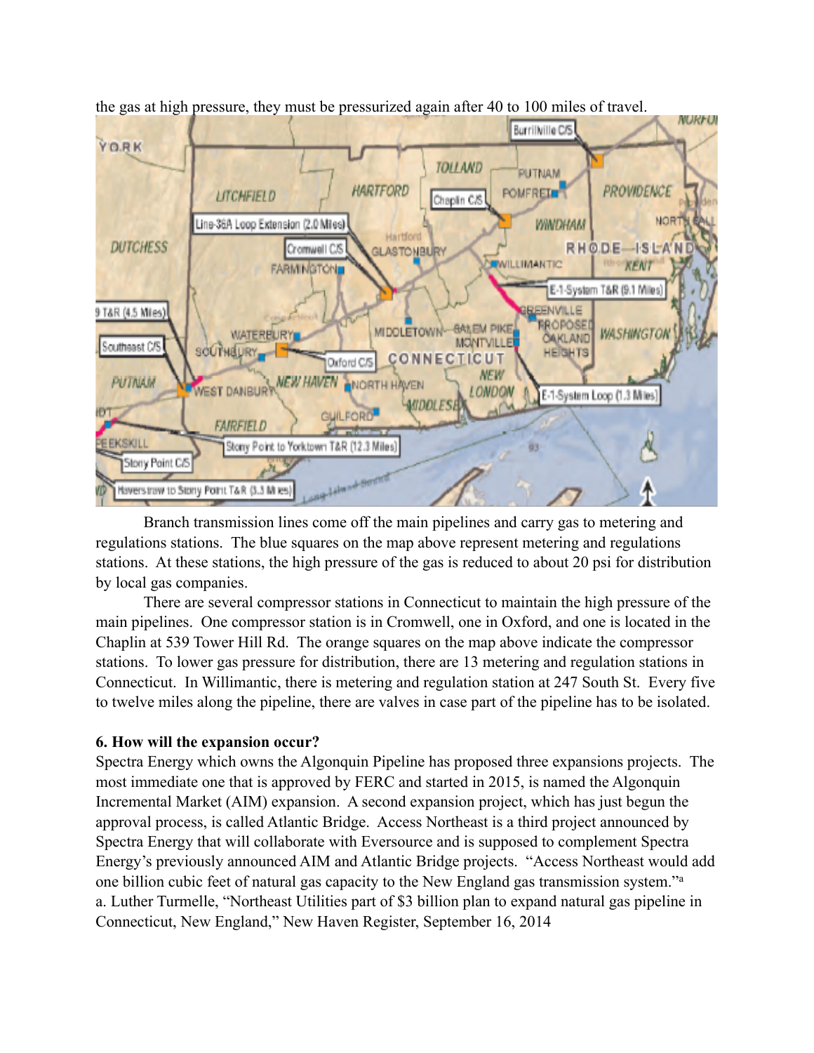the gas at high pressure, they must be pressurized again after 40 to 100 miles of travel.

Branch transmission lines come off the main pipelines and carry gas to metering and regulations stations. The blue squares on the map above represent metering and regulations stations. At these stations, the high pressure of the gas is reduced to about 20 psi for distribution by local gas companies.

There are several compressor stations in Connecticut to maintain the high pressure of the main pipelines. One compressor station is in Cromwell, one in Oxford, and one is located in the Chaplin at 539 Tower Hill Rd. The orange squares on the map above indicate the compressor stations. To lower gas pressure for distribution, there are 13 metering and regulation stations in Connecticut. In Willimantic, there is metering and regulation station at 247 South St. Every five to twelve miles along the pipeline, there are valves in case part of the pipeline has to be isolated.

**6. How will the expansion occur?**

Spectra Energy which owns the Algonquin Pipeline has proposed three expansions projects. The most immediate one that is approved by FERC and started in 2015, is named the Algonquin Incremental Market (AIM) expansion. A second expansion project, which has just begun the approval process, is called Atlantic Bridge. Access Northeast is a third project announced by Spectra Energy that will collaborate with Eversource and is supposed to complement Spectra Energy's previously announced AIM and Atlantic Bridge projects. "Access Northeast would add one billion cubic feet of natural gas capacity to the New England gas transmission system."[a]

a. Luther Turmelle, "Northeast Utilities part of $3 billion plan to expand natural gas pipeline in Connecticut, New England," New Haven Register, September 16, 2014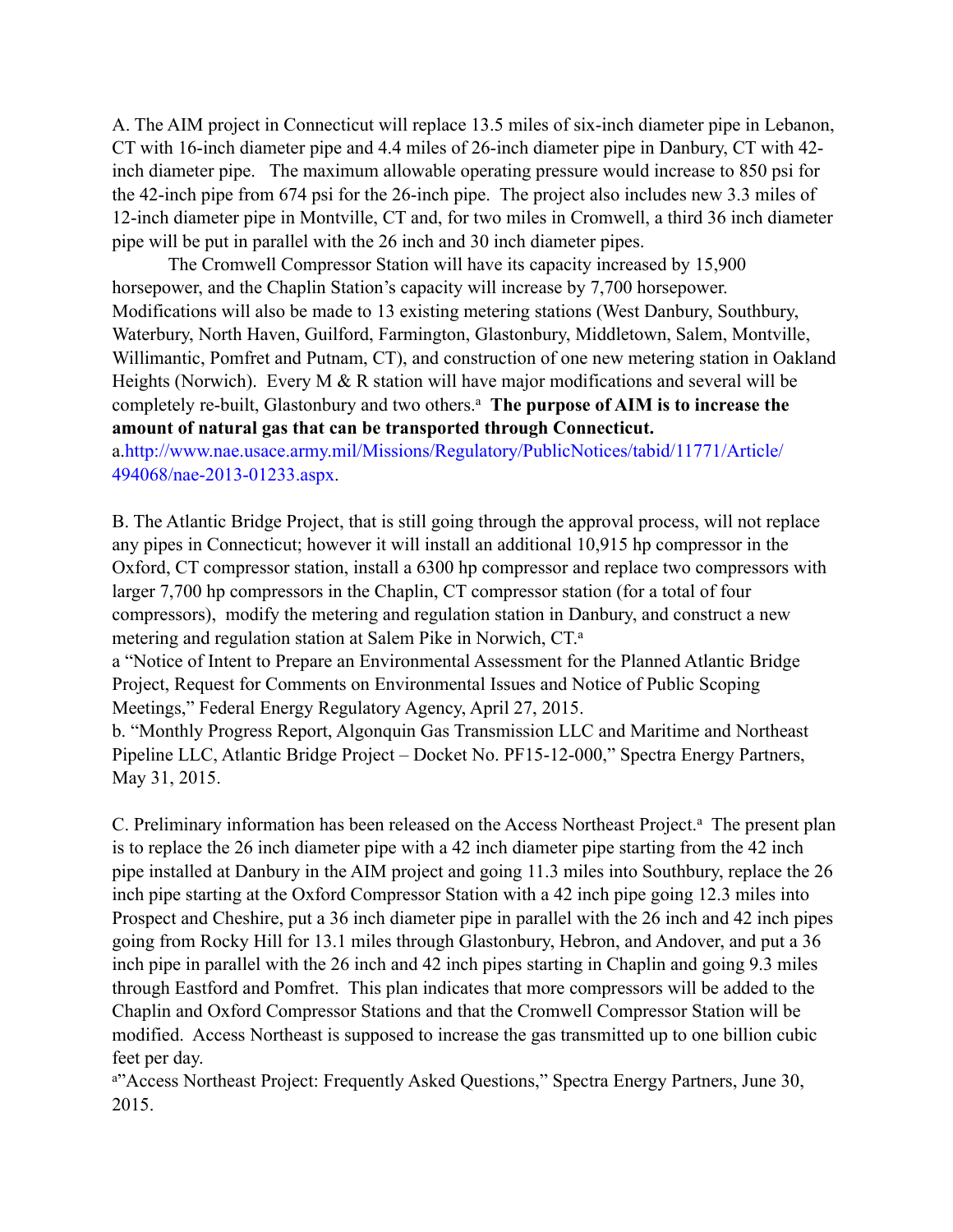A. The AIM project in Connecticut will replace 13.5 miles of six-inch diameter pipe in Lebanon, CT with 16-inch diameter pipe and 4.4 miles of 26-inch diameter pipe in Danbury, CT with 42-inch diameter pipe. The maximum allowable operating pressure would increase to 850 psi for the 42-inch pipe from 674 psi for the 26-inch pipe. The project also includes new 3.3 miles of 12-inch diameter pipe in Montville, CT and, for two miles in Cromwell, a third 36 inch diameter pipe will be put in parallel with the 26 inch and 30 inch diameter pipes.

The Cromwell Compressor Station will have its capacity increased by 15,900 horsepower, and the Chaplin Station's capacity will increase by 7,700 horsepower. Modifications will also be made to 13 existing metering stations (West Danbury, Southbury, Waterbury, North Haven, Guilford, Farmington, Glastonbury, Middletown, Salem, Montville, Willimantic, Pomfret and Putnam, CT), and construction of one new metering station in Oakland Heights (Norwich). Every M & R station will have major modifications and several will be completely re-built, Glastonbury and two others.[a] **The purpose of AIM is to increase the amount of natural gas that can be transported through Connecticut.**

a. http://www.nae.usace.army.mil/Missions/Regulatory/PublicNotices/tabid/11771/Article/494068/nae-2013-01233.aspx.

B. The Atlantic Bridge Project, that is still going through the approval process, will not replace any pipes in Connecticut; however it will install an additional 10,915 hp compressor in the Oxford, CT compressor station, install a 6300 hp compressor and replace two compressors with larger 7,700 hp compressors in the Chaplin, CT compressor station (for a total of four compressors), modify the metering and regulation station in Danbury, and construct a new metering and regulation station at Salem Pike in Norwich, CT.[a]

a "Notice of Intent to Prepare an Environmental Assessment for the Planned Atlantic Bridge Project, Request for Comments on Environmental Issues and Notice of Public Scoping Meetings," Federal Energy Regulatory Agency, April 27, 2015.

b. "Monthly Progress Report, Algonquin Gas Transmission LLC and Maritime and Northeast Pipeline LLC, Atlantic Bridge Project – Docket No. PF15-12-000," Spectra Energy Partners, May 31, 2015.

C. Preliminary information has been released on the Access Northeast Project.[a] The present plan is to replace the 26 inch diameter pipe with a 42 inch diameter pipe starting from the 42 inch pipe installed at Danbury in the AIM project and going 11.3 miles into Southbury, replace the 26 inch pipe starting at the Oxford Compressor Station with a 42 inch pipe going 12.3 miles into Prospect and Cheshire, put a 36 inch diameter pipe in parallel with the 26 inch and 42 inch pipes going from Rocky Hill for 13.1 miles through Glastonbury, Hebron, and Andover, and put a 36 inch pipe in parallel with the 26 inch and 42 inch pipes starting in Chaplin and going 9.3 miles through Eastford and Pomfret. This plan indicates that more compressors will be added to the Chaplin and Oxford Compressor Stations and that the Cromwell Compressor Station will be modified. Access Northeast is supposed to increase the gas transmitted up to one billion cubic feet per day.

[a]"Access Northeast Project: Frequently Asked Questions," Spectra Energy Partners, June 30, 2015.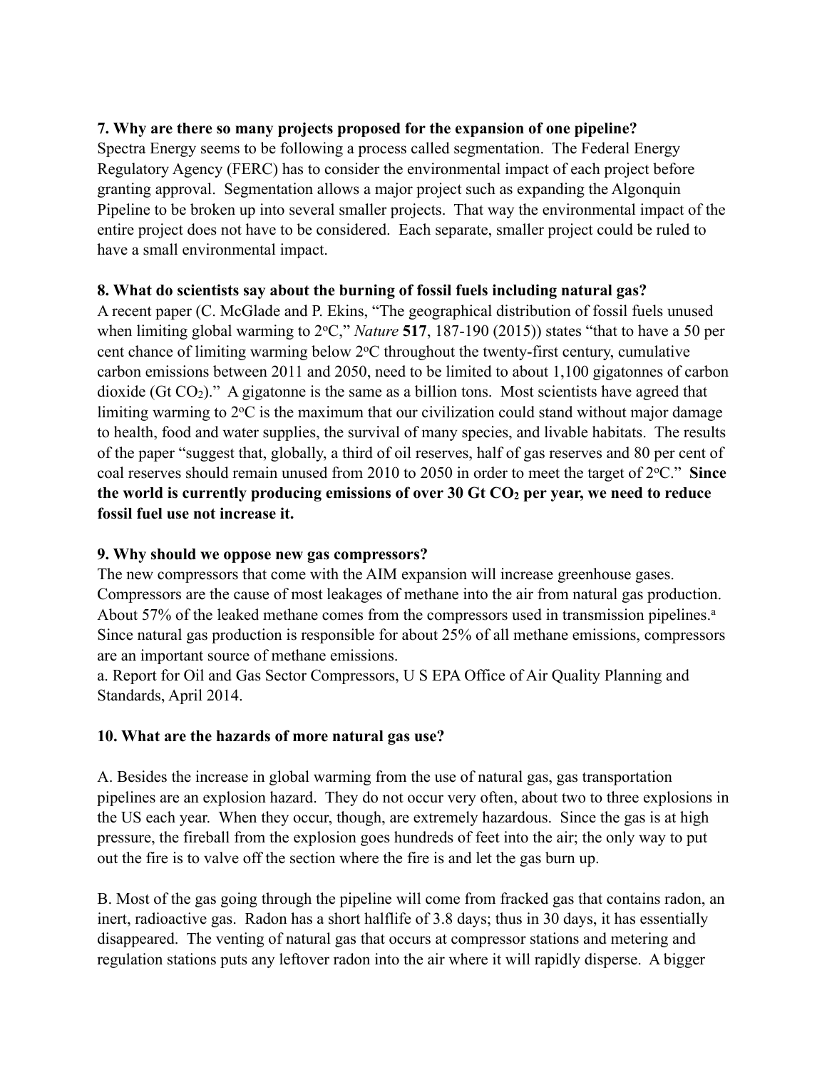**7. Why are there so many projects proposed for the expansion of one pipeline?**

Spectra Energy seems to be following a process called segmentation. The Federal Energy Regulatory Agency (FERC) has to consider the environmental impact of each project before granting approval. Segmentation allows a major project such as expanding the Algonquin Pipeline to be broken up into several smaller projects. That way the environmental impact of the entire project does not have to be considered. Each separate, smaller project could be ruled to have a small environmental impact.

**8. What do scientists say about the burning of fossil fuels including natural gas?**

A recent paper (C. McGlade and P. Ekins, "The geographical distribution of fossil fuels unused when limiting global warming to 2$^{o}$C," *Nature* **517**, 187-190 (2015)) states "that to have a 50 per cent chance of limiting warming below 2$^{o}$C throughout the twenty-first century, cumulative carbon emissions between 2011 and 2050, need to be limited to about 1,100 gigatonnes of carbon dioxide (Gt $CO_2$)." A gigatonne is the same as a billion tons. Most scientists have agreed that limiting warming to 2$^{o}$C is the maximum that our civilization could stand without major damage to health, food and water supplies, the survival of many species, and livable habitats. The results of the paper "suggest that, globally, a third of oil reserves, half of gas reserves and 80 per cent of coal reserves should remain unused from 2010 to 2050 in order to meet the target of 2$^{o}$C." **Since the world is currently producing emissions of over 30 Gt $CO_2$ per year, we need to reduce fossil fuel use not increase it.**

**9. Why should we oppose new gas compressors?**

The new compressors that come with the AIM expansion will increase greenhouse gases. Compressors are the cause of most leakages of methane into the air from natural gas production. About 57% of the leaked methane comes from the compressors used in transmission pipelines.[a] Since natural gas production is responsible for about 25% of all methane emissions, compressors are an important source of methane emissions.

a. Report for Oil and Gas Sector Compressors, U S EPA Office of Air Quality Planning and Standards, April 2014.

**10. What are the hazards of more natural gas use?**

A. Besides the increase in global warming from the use of natural gas, gas transportation pipelines are an explosion hazard. They do not occur very often, about two to three explosions in the US each year. When they occur, though, are extremely hazardous. Since the gas is at high pressure, the fireball from the explosion goes hundreds of feet into the air; the only way to put out the fire is to valve off the section where the fire is and let the gas burn up.

B. Most of the gas going through the pipeline will come from fracked gas that contains radon, an inert, radioactive gas. Radon has a short halflife of 3.8 days; thus in 30 days, it has essentially disappeared. The venting of natural gas that occurs at compressor stations and metering and regulation stations puts any leftover radon into the air where it will rapidly disperse. A bigger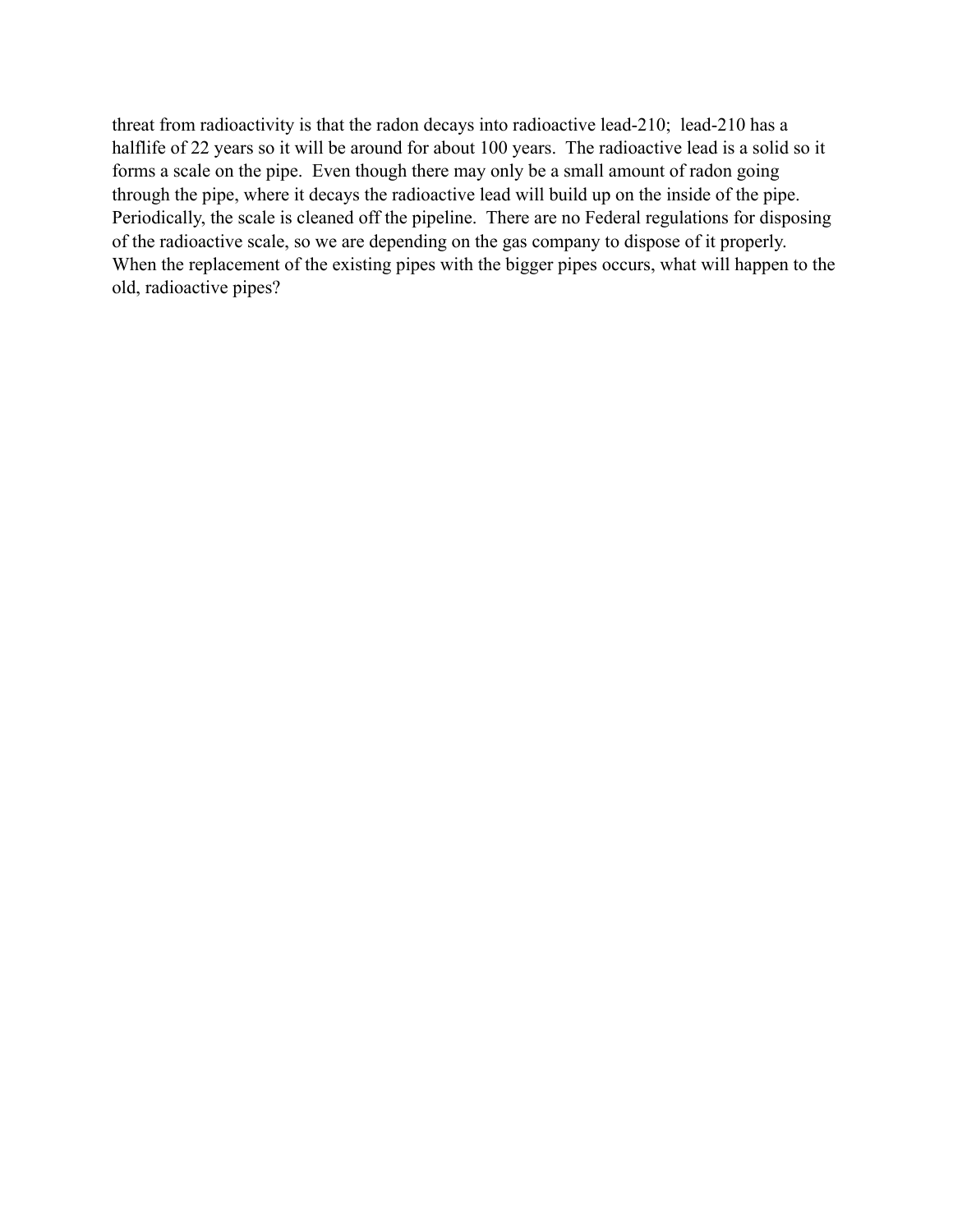threat from radioactivity is that the radon decays into radioactive lead-210; lead-210 has a halflife of 22 years so it will be around for about 100 years. The radioactive lead is a solid so it forms a scale on the pipe. Even though there may only be a small amount of radon going through the pipe, where it decays the radioactive lead will build up on the inside of the pipe. Periodically, the scale is cleaned off the pipeline. There are no Federal regulations for disposing of the radioactive scale, so we are depending on the gas company to dispose of it properly. When the replacement of the existing pipes with the bigger pipes occurs, what will happen to the old, radioactive pipes?